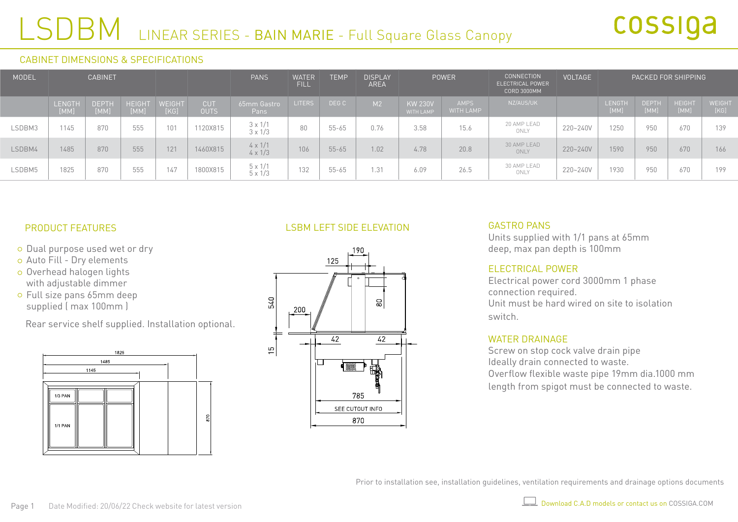# LSDBM LINEAR SERIES - BAIN MARIE - Full Square Glass Canopy

cossiga

## CABINET DIMENSIONS & SPECIFICATIONS

| MODEL | CABINET | | | | | PANS | WATER FILL | TEMP | DISPLAY AREA | POWER | | CONNECTION ELECTRICAL POWER CORD 3000MM | VOLTAGE | PACKED FOR SHIPPING | | | |
|---|---|---|---|---|---|---|---|---|---|---|---|---|---|---|---|---|---|
| | LENGTH [MM] | DEPTH [MM] | HEIGHT [MM] | WEIGHT [KG] | CUT OUTS | 65mm Gastro Pans | LITERS | DEG C | M2 | KW 230V WITH LAMP | AMPS WITH LAMP | NZ/AUS/UK | | LENGTH [MM] | DEPTH [MM] | HEIGHT [MM] | WEIGHT [KG] |
| LSDBM3 | 1145 | 870 | 555 | 101 | 1120X815 | 3 x 1/1 3 x 1/3 | 80 | 55-65 | 0.76 | 3.58 | 15.6 | 20 AMP LEAD ONLY | 220~240V | 1250 | 950 | 670 | 139 |
| LSDBM4 | 1485 | 870 | 555 | 121 | 1460X815 | 4 x 1/1 4 x 1/3 | 106 | 55-65 | 1.02 | 4.78 | 20.8 | 30 AMP LEAD ONLY | 220~240V | 1590 | 950 | 670 | 166 |
| LSDBM5 | 1825 | 870 | 555 | 147 | 1800X815 | 5 x 1/1 5 x 1/3 | 132 | 55-65 | 1.31 | 6.09 | 26.5 | 30 AMP LEAD ONLY | 220~240V | 1930 | 950 | 670 | 199 |

## PRODUCT FEATURES

- Dual purpose used wet or dry
- Auto Fill - Dry elements
- Overhead halogen lights with adjustable dimmer
- Full size pans 65mm deep supplied ( max 100mm )

Rear service shelf supplied. Installation optional.

## LSBM LEFT SIDE ELEVATION

## GASTRO PANS

Units supplied with 1/1 pans at 65mm deep, max pan depth is 100mm

## ELECTRICAL POWER

Electrical power cord 3000mm 1 phase connection required.
Unit must be hard wired on site to isolation switch.

## WATER DRAINAGE

Screw on stop cock valve drain pipe
Ideally drain connected to waste.
Overflow flexible waste pipe 19mm dia.1000 mm length from spigot must be connected to waste.

Prior to installation see, installation guidelines, ventilation requirements and drainage options documents

Date Modified: 20/06/22 Check website for latest version

Download C.A.D models or contact us on COSSIGA.COM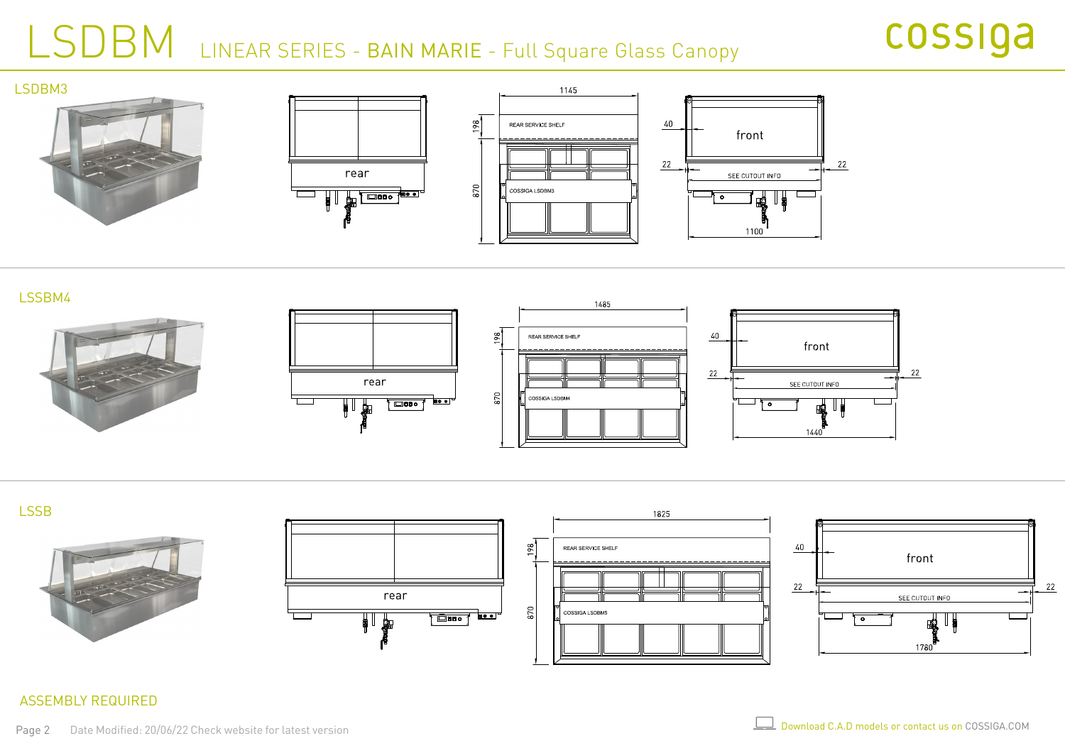# LSDBM LINEAR SERIES - BAIN MARIE - Full Square Glass Canopy

cossiga

## LSDBM3

rear

1145

198

REAR SERVICE SHELF

870

COSSIGA LSDBM3

40

front

22

22

SEE CUTOUT INFO

1100

## LSSBM4

rear

1485

198

REAR SERVICE SHELF

870

COSSIGA LSDBM4

40

front

22

22

SEE CUTOUT INFO

1440

## LSSB

rear

1825

198

REAR SERVICE SHELF

870

COSSIGA LSDBM5

40

front

22

22

SEE CUTOUT INFO

1780

ASSEMBLY REQUIRED

Date Modified: 20/06/22 Check website for latest version

Download C.A.D models or contact us on COSSIGA.COM